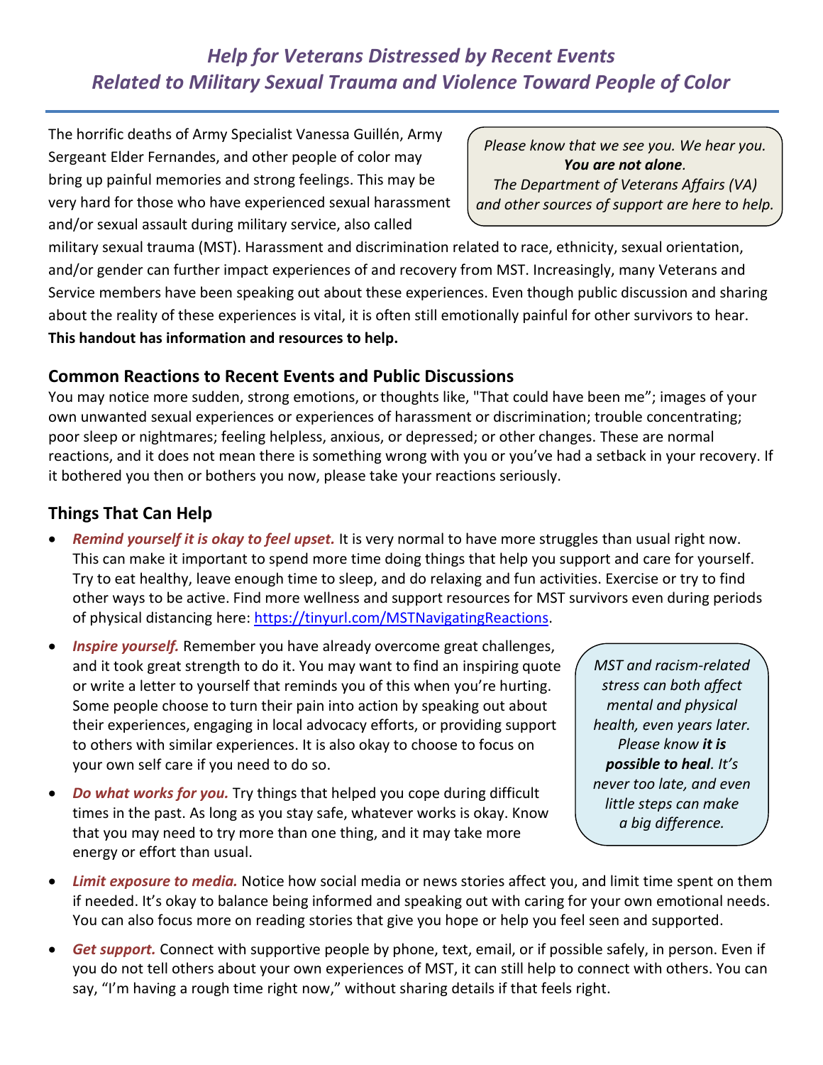# *Help for Veterans Distressed by Recent Events Related to Military Sexual Trauma and Violence Toward People of Color*

*Please know that we see you. We hear you.* ***You are not alone****. The Department of Veterans Affairs (VA) and other sources of support are here to help.*

The horrific deaths of Army Specialist Vanessa Guillén, Army Sergeant Elder Fernandes, and other people of color may bring up painful memories and strong feelings. This may be very hard for those who have experienced sexual harassment and/or sexual assault during military service, also called military sexual trauma (MST). Harassment and discrimination related to race, ethnicity, sexual orientation, and/or gender can further impact experiences of and recovery from MST. Increasingly, many Veterans and Service members have been speaking out about these experiences. Even though public discussion and sharing about the reality of these experiences is vital, it is often still emotionally painful for other survivors to hear. **This handout has information and resources to help.**

## Common Reactions to Recent Events and Public Discussions

You may notice more sudden, strong emotions, or thoughts like, "That could have been me"; images of your own unwanted sexual experiences or experiences of harassment or discrimination; trouble concentrating; poor sleep or nightmares; feeling helpless, anxious, or depressed; or other changes. These are normal reactions, and it does not mean there is something wrong with you or you've had a setback in your recovery. If it bothered you then or bothers you now, please take your reactions seriously.

## Things That Can Help

- ***Remind yourself it is okay to feel upset.*** It is very normal to have more struggles than usual right now. This can make it important to spend more time doing things that help you support and care for yourself. Try to eat healthy, leave enough time to sleep, and do relaxing and fun activities. Exercise or try to find other ways to be active. Find more wellness and support resources for MST survivors even during periods of physical distancing here: https://tinyurl.com/MSTNavigatingReactions.
- ***Inspire yourself.*** Remember you have already overcome great challenges, and it took great strength to do it. You may want to find an inspiring quote or write a letter to yourself that reminds you of this when you're hurting. Some people choose to turn their pain into action by speaking out about their experiences, engaging in local advocacy efforts, or providing support to others with similar experiences. It is also okay to choose to focus on your own self care if you need to do so.
- ***Do what works for you.*** Try things that helped you cope during difficult times in the past. As long as you stay safe, whatever works is okay. Know that you may need to try more than one thing, and it may take more energy or effort than usual.

*MST and racism-related stress can both affect mental and physical health, even years later. Please know* ***it is possible to heal****. It's never too late, and even little steps can make a big difference.*

- ***Limit exposure to media.*** Notice how social media or news stories affect you, and limit time spent on them if needed. It's okay to balance being informed and speaking out with caring for your own emotional needs. You can also focus more on reading stories that give you hope or help you feel seen and supported.
- ***Get support.*** Connect with supportive people by phone, text, email, or if possible safely, in person. Even if you do not tell others about your own experiences of MST, it can still help to connect with others. You can say, "I'm having a rough time right now," without sharing details if that feels right.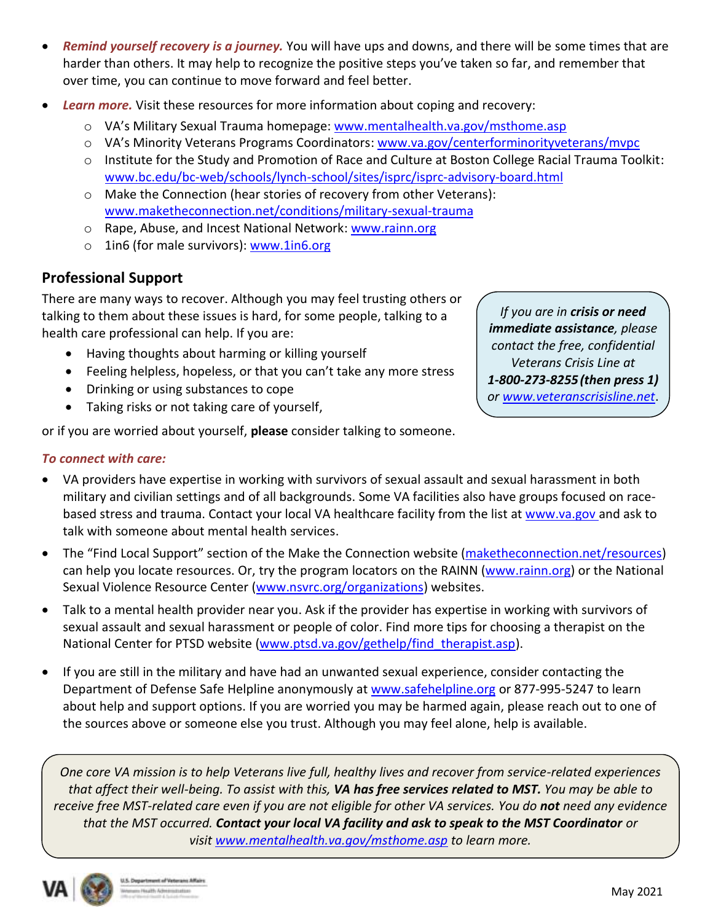- ***Remind yourself recovery is a journey.*** You will have ups and downs, and there will be some times that are harder than others. It may help to recognize the positive steps you've taken so far, and remember that over time, you can continue to move forward and feel better.
- ***Learn more.*** Visit these resources for more information about coping and recovery:
  - VA's Military Sexual Trauma homepage: www.mentalhealth.va.gov/msthome.asp
  - VA's Minority Veterans Programs Coordinators: www.va.gov/centerforminorityveterans/mvpc
  - Institute for the Study and Promotion of Race and Culture at Boston College Racial Trauma Toolkit: www.bc.edu/bc-web/schools/lynch-school/sites/isprc/isprc-advisory-board.html
  - Make the Connection (hear stories of recovery from other Veterans): www.maketheconnection.net/conditions/military-sexual-trauma
  - Rape, Abuse, and Incest National Network: www.rainn.org
  - 1in6 (for male survivors): www.1in6.org

## Professional Support

There are many ways to recover. Although you may feel trusting others or talking to them about these issues is hard, for some people, talking to a health care professional can help. If you are:

- Having thoughts about harming or killing yourself
- Feeling helpless, hopeless, or that you can't take any more stress
- Drinking or using substances to cope
- Taking risks or not taking care of yourself,

or if you are worried about yourself, **please** consider talking to someone.

*If you are in **crisis or need immediate assistance**, please contact the free, confidential Veterans Crisis Line at **1-800-273-8255 (then press 1)** or www.veteranscrisisline.net.*

***To connect with care:***

- VA providers have expertise in working with survivors of sexual assault and sexual harassment in both military and civilian settings and of all backgrounds. Some VA facilities also have groups focused on race-based stress and trauma. Contact your local VA healthcare facility from the list at www.va.gov and ask to talk with someone about mental health services.
- The "Find Local Support" section of the Make the Connection website (maketheconnection.net/resources) can help you locate resources. Or, try the program locators on the RAINN (www.rainn.org) or the National Sexual Violence Resource Center (www.nsvrc.org/organizations) websites.
- Talk to a mental health provider near you. Ask if the provider has expertise in working with survivors of sexual assault and sexual harassment or people of color. Find more tips for choosing a therapist on the National Center for PTSD website (www.ptsd.va.gov/gethelp/find_therapist.asp).
- If you are still in the military and have had an unwanted sexual experience, consider contacting the Department of Defense Safe Helpline anonymously at www.safehelpline.org or 877-995-5247 to learn about help and support options. If you are worried you may be harmed again, please reach out to one of the sources above or someone else you trust. Although you may feel alone, help is available.

*One core VA mission is to help Veterans live full, healthy lives and recover from service-related experiences that affect their well-being. To assist with this, **VA has free services related to MST.** You may be able to receive free MST-related care even if you are not eligible for other VA services. You do **not** need any evidence that the MST occurred. **Contact your local VA facility and ask to speak to the MST Coordinator** or visit www.mentalhealth.va.gov/msthome.asp to learn more.*

May 2021